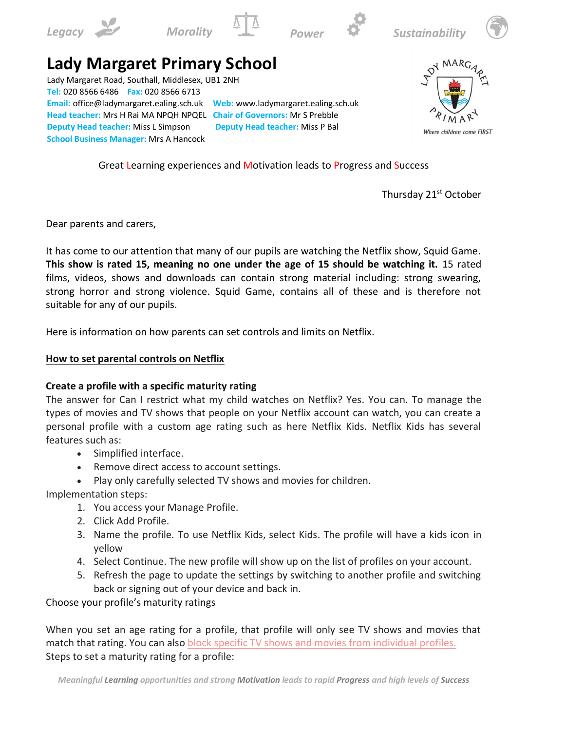Legacy Morality Power Sustainability

# Lady Margaret Primary School

Lady Margaret Road, Southall, Middlesex, UB1 2NH
**Tel:** 020 8566 6486 **Fax:** 020 8566 6713
**Email:** office@ladymargaret.ealing.sch.uk **Web:** www.ladymargaret.ealing.sch.uk
**Head teacher:** Mrs H Rai MA NPQH NPQEL **Chair of Governors:** Mr S Prebble
**Deputy Head teacher:** Miss L Simpson **Deputy Head teacher:** Miss P Bal
**School Business Manager:** Mrs A Hancock

Lady Margaret Primary — Where children come FIRST

Great Learning experiences and Motivation leads to Progress and Success

Thursday 21st October

Dear parents and carers,

It has come to our attention that many of our pupils are watching the Netflix show, Squid Game. **This show is rated 15, meaning no one under the age of 15 should be watching it.** 15 rated films, videos, shows and downloads can contain strong material including: strong swearing, strong horror and strong violence. Squid Game, contains all of these and is therefore not suitable for any of our pupils.

Here is information on how parents can set controls and limits on Netflix.

**How to set parental controls on Netflix**

**Create a profile with a specific maturity rating**

The answer for Can I restrict what my child watches on Netflix? Yes. You can. To manage the types of movies and TV shows that people on your Netflix account can watch, you can create a personal profile with a custom age rating such as here Netflix Kids. Netflix Kids has several features such as:

- Simplified interface.
- Remove direct access to account settings.
- Play only carefully selected TV shows and movies for children.

Implementation steps:

1. You access your Manage Profile.
2. Click Add Profile.
3. Name the profile. To use Netflix Kids, select Kids. The profile will have a kids icon in yellow
4. Select Continue. The new profile will show up on the list of profiles on your account.
5. Refresh the page to update the settings by switching to another profile and switching back or signing out of your device and back in.

Choose your profile's maturity ratings

When you set an age rating for a profile, that profile will only see TV shows and movies that match that rating. You can also block specific TV shows and movies from individual profiles.
Steps to set a maturity rating for a profile: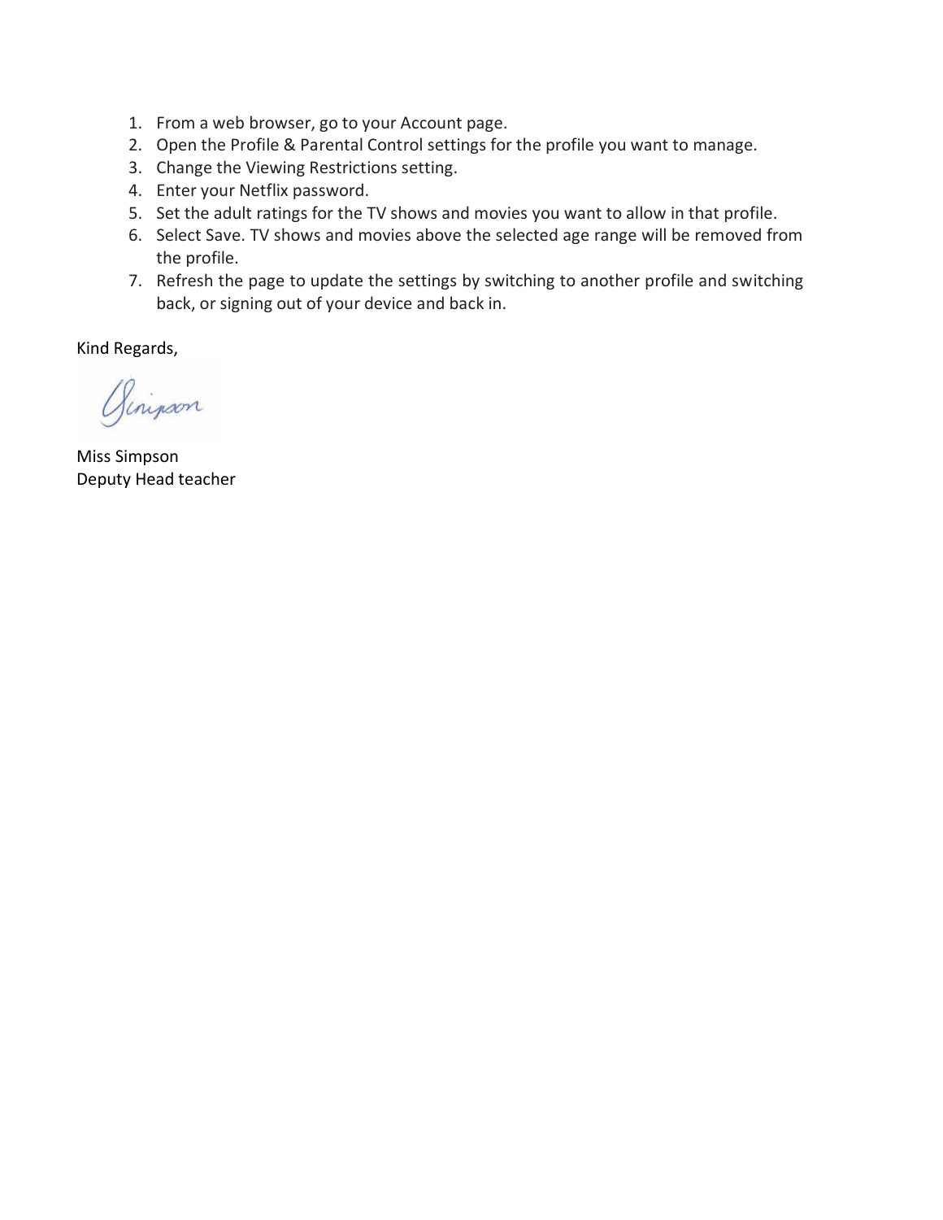1. From a web browser, go to your Account page.
2. Open the Profile & Parental Control settings for the profile you want to manage.
3. Change the Viewing Restrictions setting.
4. Enter your Netflix password.
5. Set the adult ratings for the TV shows and movies you want to allow in that profile.
6. Select Save. TV shows and movies above the selected age range will be removed from the profile.
7. Refresh the page to update the settings by switching to another profile and switching back, or signing out of your device and back in.

Kind Regards,

Miss Simpson
Deputy Head teacher